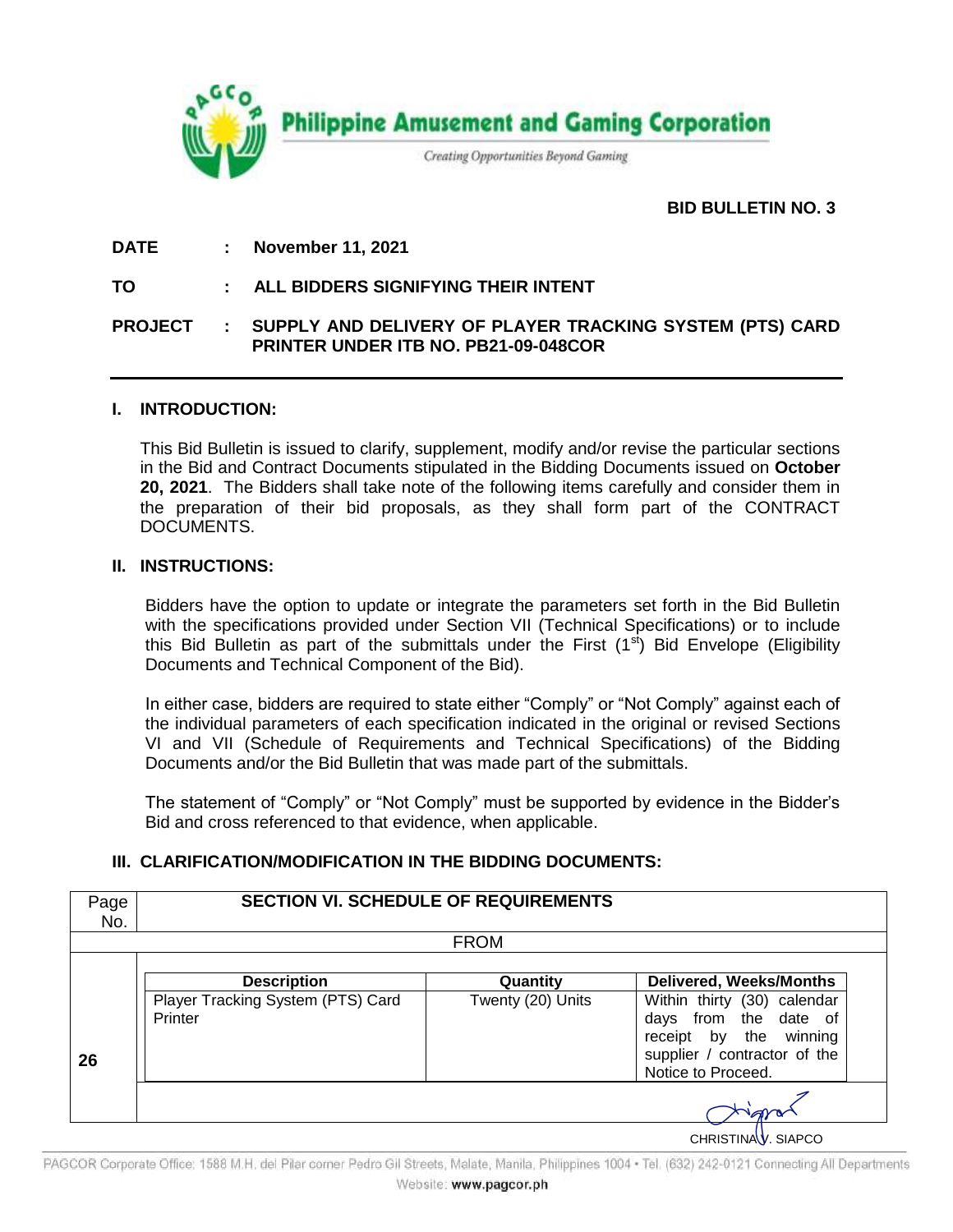Philippine Amusement and Gaming Corporation

*Creating Opportunities Beyond Gaming*

**BID BULLETIN NO. 3**

**DATE : November 11, 2021**

**TO : ALL BIDDERS SIGNIFYING THEIR INTENT**

**PROJECT : SUPPLY AND DELIVERY OF PLAYER TRACKING SYSTEM (PTS) CARD PRINTER UNDER ITB NO. PB21-09-048COR**

## I. INTRODUCTION:

This Bid Bulletin is issued to clarify, supplement, modify and/or revise the particular sections in the Bid and Contract Documents stipulated in the Bidding Documents issued on **October 20, 2021**. The Bidders shall take note of the following items carefully and consider them in the preparation of their bid proposals, as they shall form part of the CONTRACT DOCUMENTS.

## II. INSTRUCTIONS:

Bidders have the option to update or integrate the parameters set forth in the Bid Bulletin with the specifications provided under Section VII (Technical Specifications) or to include this Bid Bulletin as part of the submittals under the First (1st) Bid Envelope (Eligibility Documents and Technical Component of the Bid).

In either case, bidders are required to state either "Comply" or "Not Comply" against each of the individual parameters of each specification indicated in the original or revised Sections VI and VII (Schedule of Requirements and Technical Specifications) of the Bidding Documents and/or the Bid Bulletin that was made part of the submittals.

The statement of "Comply" or "Not Comply" must be supported by evidence in the Bidder's Bid and cross referenced to that evidence, when applicable.

## III. CLARIFICATION/MODIFICATION IN THE BIDDING DOCUMENTS:

| Page No. | SECTION VI. SCHEDULE OF REQUIREMENTS | | |
|---|---|---|---|
| | FROM | | |
| | **Description** | **Quantity** | **Delivered, Weeks/Months** |
| 26 | Player Tracking System (PTS) Card Printer | Twenty (20) Units | Within thirty (30) calendar days from the date of receipt by the winning supplier / contractor of the Notice to Proceed. |

CHRISTINA V. SIAPCO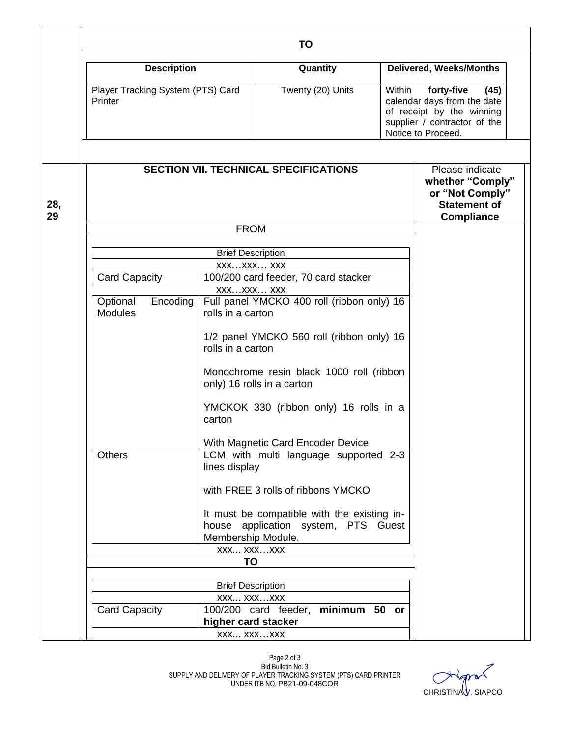| | TO | | |
|---|---|---|---|
| | **Description** | **Quantity** | **Delivered, Weeks/Months** |
| | Player Tracking System (PTS) Card Printer | Twenty (20) Units | Within **forty-five (45)** calendar days from the date of receipt by the winning supplier / contractor of the Notice to Proceed. |

| | **SECTION VII. TECHNICAL SPECIFICATIONS** | | Please indicate **whether "Comply" or "Not Comply" Statement of Compliance** |
|---|---|---|---|
| **28, 29** | FROM | | |
| | Brief Description | | |
| | xxx…xxx… xxx | | |
| | Card Capacity | 100/200 card feeder, 70 card stacker | |
| | xxx…xxx… xxx | | |
| | Optional Encoding Modules | Full panel YMCKO 400 roll (ribbon only) 16 rolls in a carton<br><br>1/2 panel YMCKO 560 roll (ribbon only) 16 rolls in a carton<br><br>Monochrome resin black 1000 roll (ribbon only) 16 rolls in a carton<br><br>YMCKOK 330 (ribbon only) 16 rolls in a carton<br><br>With Magnetic Card Encoder Device | |
| | Others | LCM with multi language supported 2-3 lines display<br><br>with FREE 3 rolls of ribbons YMCKO<br><br>It must be compatible with the existing in-house application system, PTS Guest Membership Module. | |
| | xxx… xxx…xxx | | |
| | **TO** | | |
| | Brief Description | | |
| | xxx… xxx…xxx | | |
| | Card Capacity | 100/200 card feeder, **minimum 50 or higher card stacker** | |
| | xxx… xxx…xxx | | |

Bid Bulletin No. 3
SUPPLY AND DELIVERY OF PLAYER TRACKING SYSTEM (PTS) CARD PRINTER
UNDER ITB NO. PB21-09-048COR

CHRISTINA V. SIAPCO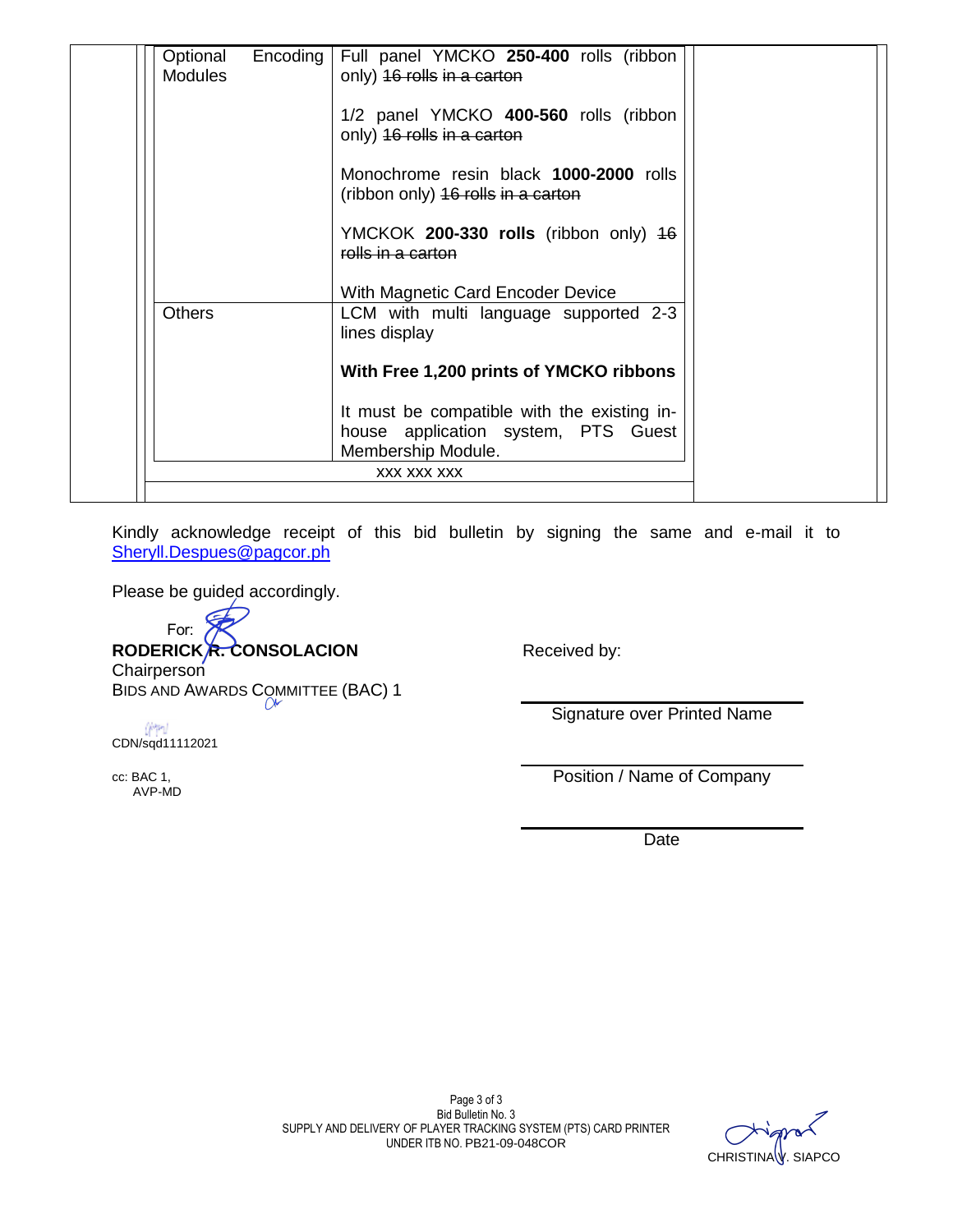| | |
|---|---|
| Optional Encoding Modules | Full panel YMCKO **250-400** rolls (ribbon only) ~~16 rolls in a carton~~<br><br>1/2 panel YMCKO **400-560** rolls (ribbon only) ~~16 rolls in a carton~~<br><br>Monochrome resin black **1000-2000** rolls (ribbon only) ~~16 rolls in a carton~~<br><br>YMCKOK **200-330 rolls** (ribbon only) ~~16 rolls in a carton~~<br><br>With Magnetic Card Encoder Device |
| Others | LCM with multi language supported 2-3 lines display<br><br>**With Free 1,200 prints of YMCKO ribbons**<br><br>It must be compatible with the existing in-house application system, PTS Guest Membership Module. |

xxx xxx xxx

Kindly acknowledge receipt of this bid bulletin by signing the same and e-mail it to Sheryll.Despues@pagcor.ph

Please be guided accordingly.

For:
**RODERICK R. CONSOLACION**
Chairperson
BIDS AND AWARDS COMMITTEE (BAC) 1

CDN/sqd11112021

cc: BAC 1,
AVP-MD

Received by:

______________________________
Signature over Printed Name

______________________________
Position / Name of Company

______________________________
Date

Bid Bulletin No. 3
SUPPLY AND DELIVERY OF PLAYER TRACKING SYSTEM (PTS) CARD PRINTER
UNDER ITB NO. PB21-09-048COR

CHRISTINA V. SIAPCO